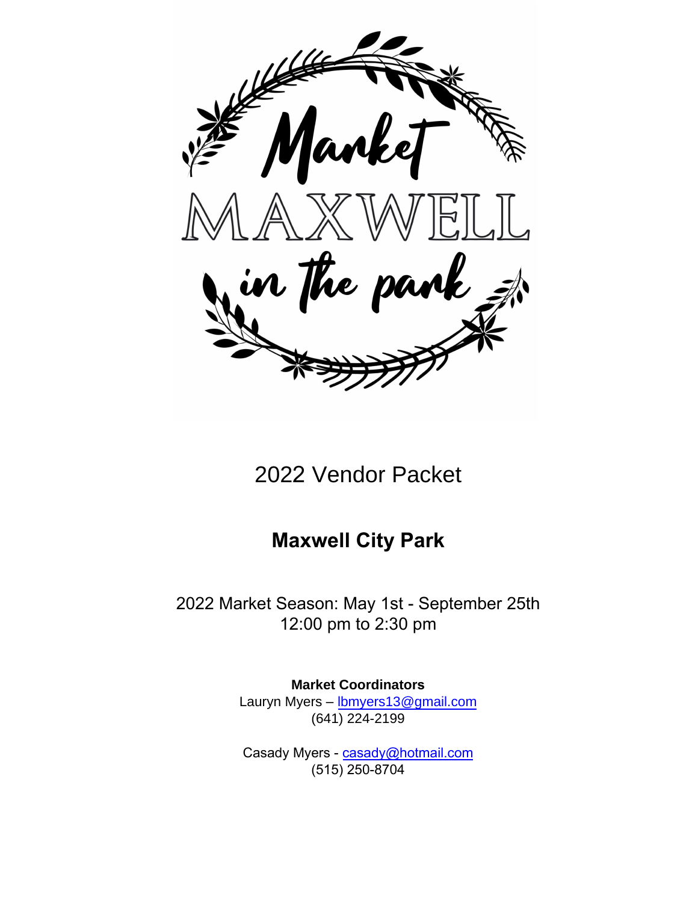# Market MAXWELL in the park

## 2022 Vendor Packet

### Maxwell City Park

2022 Market Season: May 1st - September 25th
12:00 pm to 2:30 pm

**Market Coordinators**
Lauryn Myers – lbmyers13@gmail.com
(641) 224-2199

Casady Myers - casady@hotmail.com
(515) 250-8704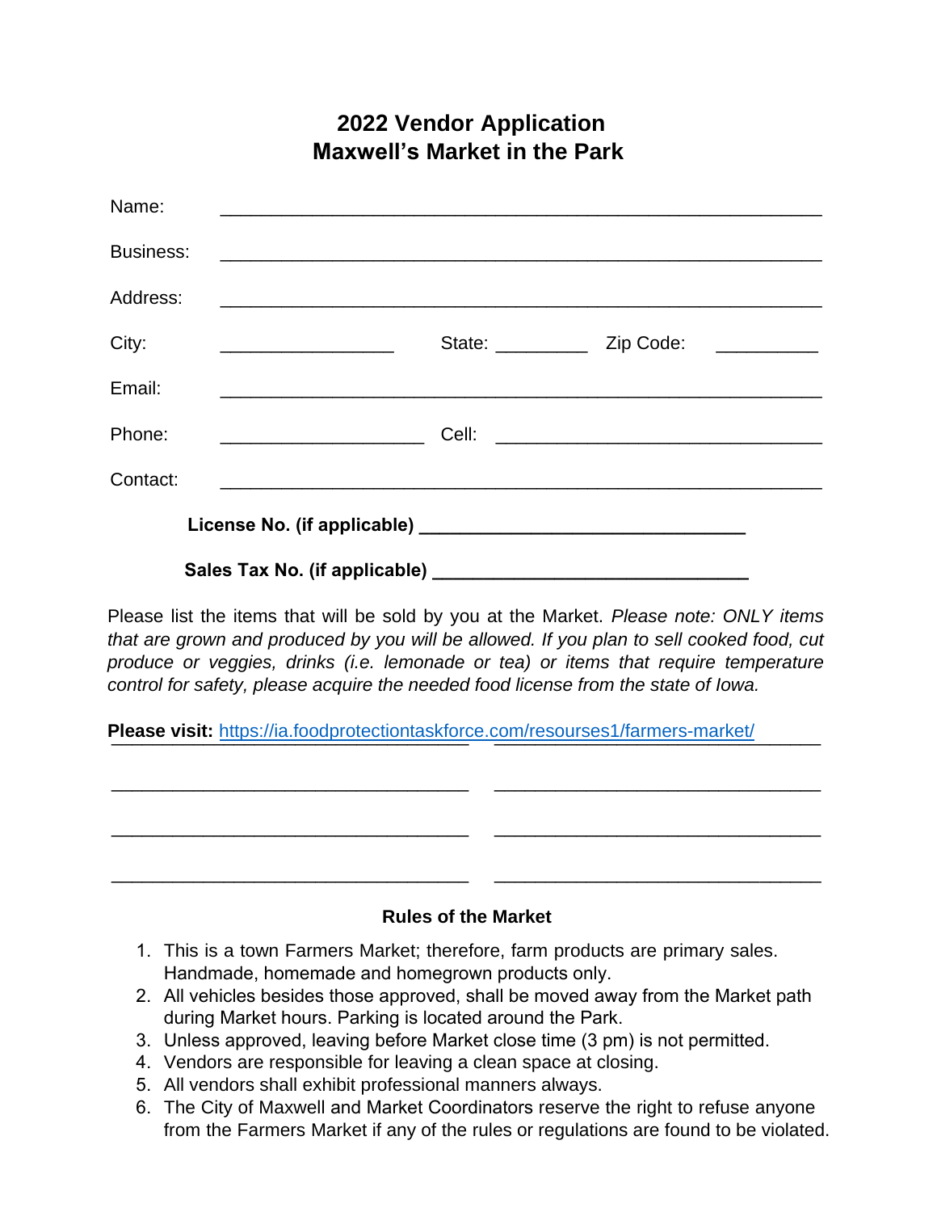# 2022 Vendor Application
# Maxwell's Market in the Park

Name: ______________________________________________________________

Business: ______________________________________________________________

Address: ______________________________________________________________

City: __________________ State: _________ Zip Code: __________

Email: ______________________________________________________________

Phone: _____________________ Cell: __________________________________

Contact: ______________________________________________________________

**License No. (if applicable) _________________________________**

**Sales Tax No. (if applicable) ________________________________**

Please list the items that will be sold by you at the Market. *Please note: ONLY items that are grown and produced by you will be allowed. If you plan to sell cooked food, cut produce or veggies, drinks (i.e. lemonade or tea) or items that require temperature control for safety, please acquire the needed food license from the state of Iowa.*

**Please visit:** https://ia.foodprotectiontaskforce.com/resourses1/farmers-market/

____________________________________ _________________________________

____________________________________ _________________________________

____________________________________ _________________________________

____________________________________ _________________________________

### Rules of the Market

1. This is a town Farmers Market; therefore, farm products are primary sales. Handmade, homemade and homegrown products only.
2. All vehicles besides those approved, shall be moved away from the Market path during Market hours. Parking is located around the Park.
3. Unless approved, leaving before Market close time (3 pm) is not permitted.
4. Vendors are responsible for leaving a clean space at closing.
5. All vendors shall exhibit professional manners always.
6. The City of Maxwell and Market Coordinators reserve the right to refuse anyone from the Farmers Market if any of the rules or regulations are found to be violated.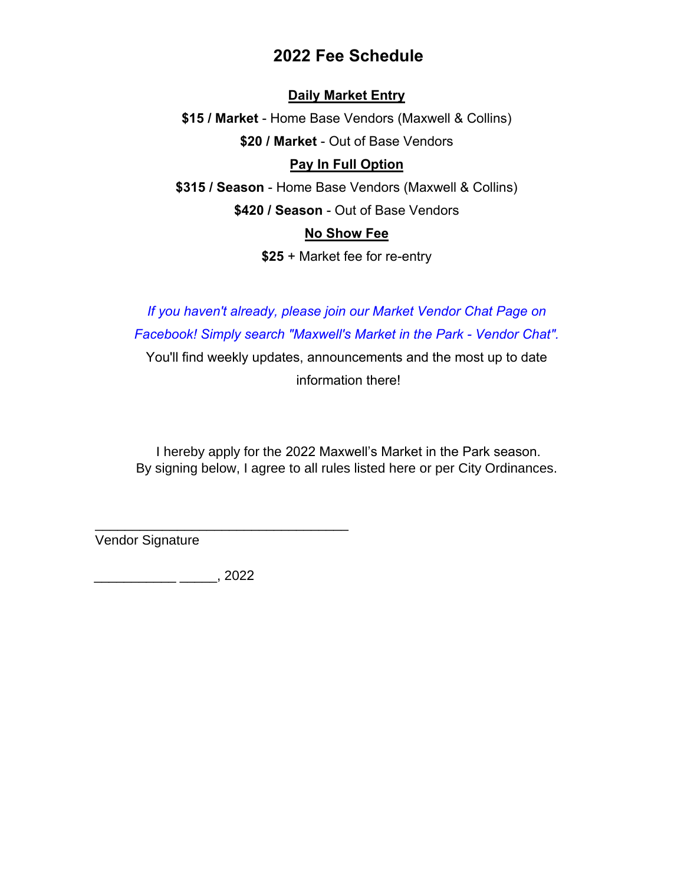## 2022 Fee Schedule

**Daily Market Entry**

**$15 / Market** - Home Base Vendors (Maxwell & Collins)

**$20 / Market** - Out of Base Vendors

**Pay In Full Option**

**$315 / Season** - Home Base Vendors (Maxwell & Collins)

**$420 / Season** - Out of Base Vendors

**No Show Fee**

**$25** + Market fee for re-entry

*If you haven't already, please join our Market Vendor Chat Page on Facebook! Simply search "Maxwell's Market in the Park - Vendor Chat".* You'll find weekly updates, announcements and the most up to date information there!

I hereby apply for the 2022 Maxwell's Market in the Park season.
By signing below, I agree to all rules listed here or per City Ordinances.

__________________________________
Vendor Signature

___________ _____, 2022